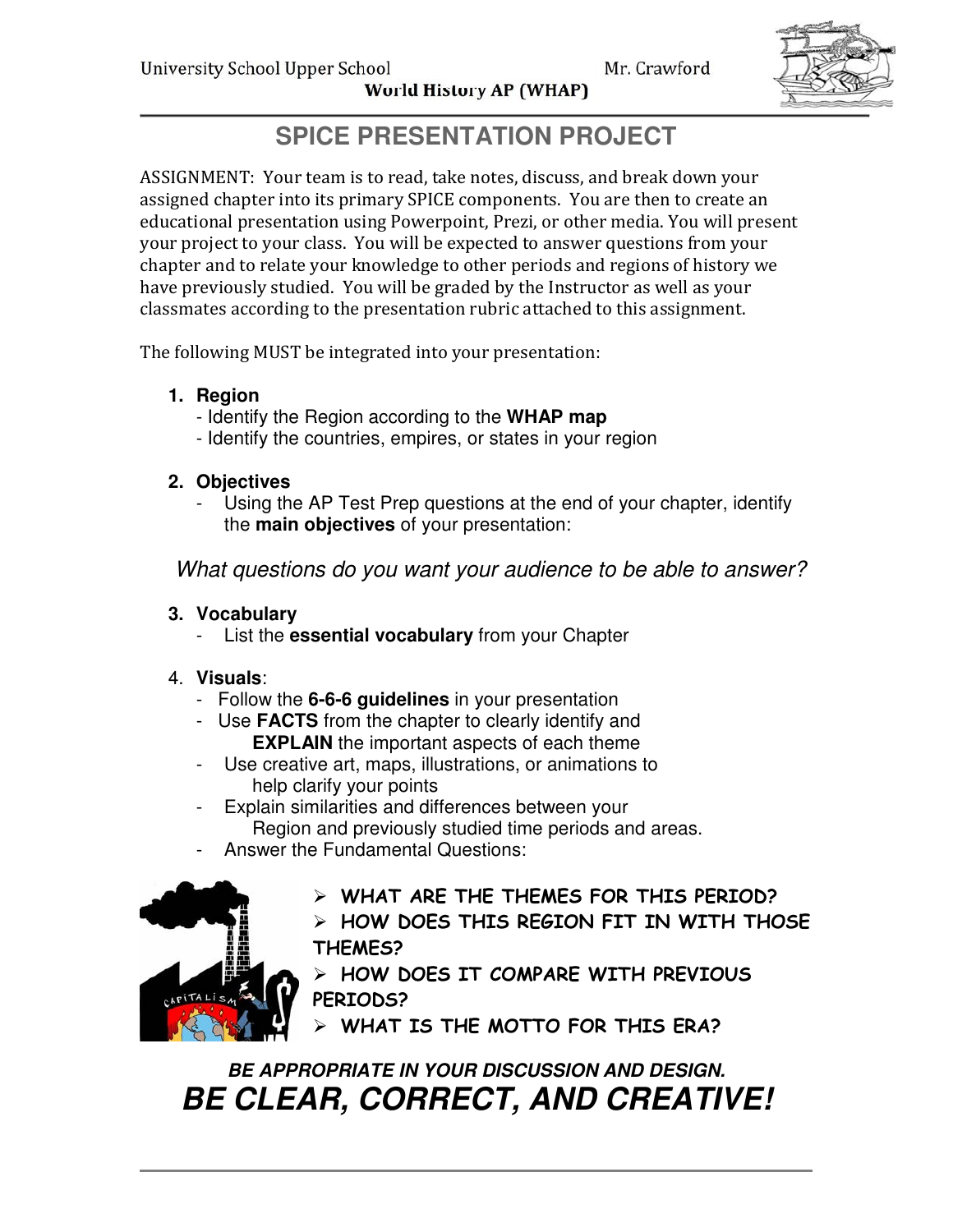University School Upper School Mr. Crawford

World History AP (WHAP)

# SPICE PRESENTATION PROJECT

ASSIGNMENT: Your team is to read, take notes, discuss, and break down your assigned chapter into its primary SPICE components. You are then to create an educational presentation using Powerpoint, Prezi, or other media. You will present your project to your class. You will be expected to answer questions from your chapter and to relate your knowledge to other periods and regions of history we have previously studied. You will be graded by the Instructor as well as your classmates according to the presentation rubric attached to this assignment.

The following MUST be integrated into your presentation:

1. **Region**
   - Identify the Region according to the **WHAP map**
   - Identify the countries, empires, or states in your region

2. **Objectives**
   - Using the AP Test Prep questions at the end of your chapter, identify the **main objectives** of your presentation:

*What questions do you want your audience to be able to answer?*

3. **Vocabulary**
   - List the **essential vocabulary** from your Chapter

4. **Visuals**:
   - Follow the **6-6-6 guidelines** in your presentation
   - Use **FACTS** from the chapter to clearly identify and **EXPLAIN** the important aspects of each theme
   - Use creative art, maps, illustrations, or animations to help clarify your points
   - Explain similarities and differences between your Region and previously studied time periods and areas.
   - Answer the Fundamental Questions:

- **WHAT ARE THE THEMES FOR THIS PERIOD?**
- **HOW DOES THIS REGION FIT IN WITH THOSE THEMES?**
- **HOW DOES IT COMPARE WITH PREVIOUS PERIODS?**
- **WHAT IS THE MOTTO FOR THIS ERA?**

***BE APPROPRIATE IN YOUR DISCUSSION AND DESIGN.***

## ***BE CLEAR, CORRECT, AND CREATIVE!***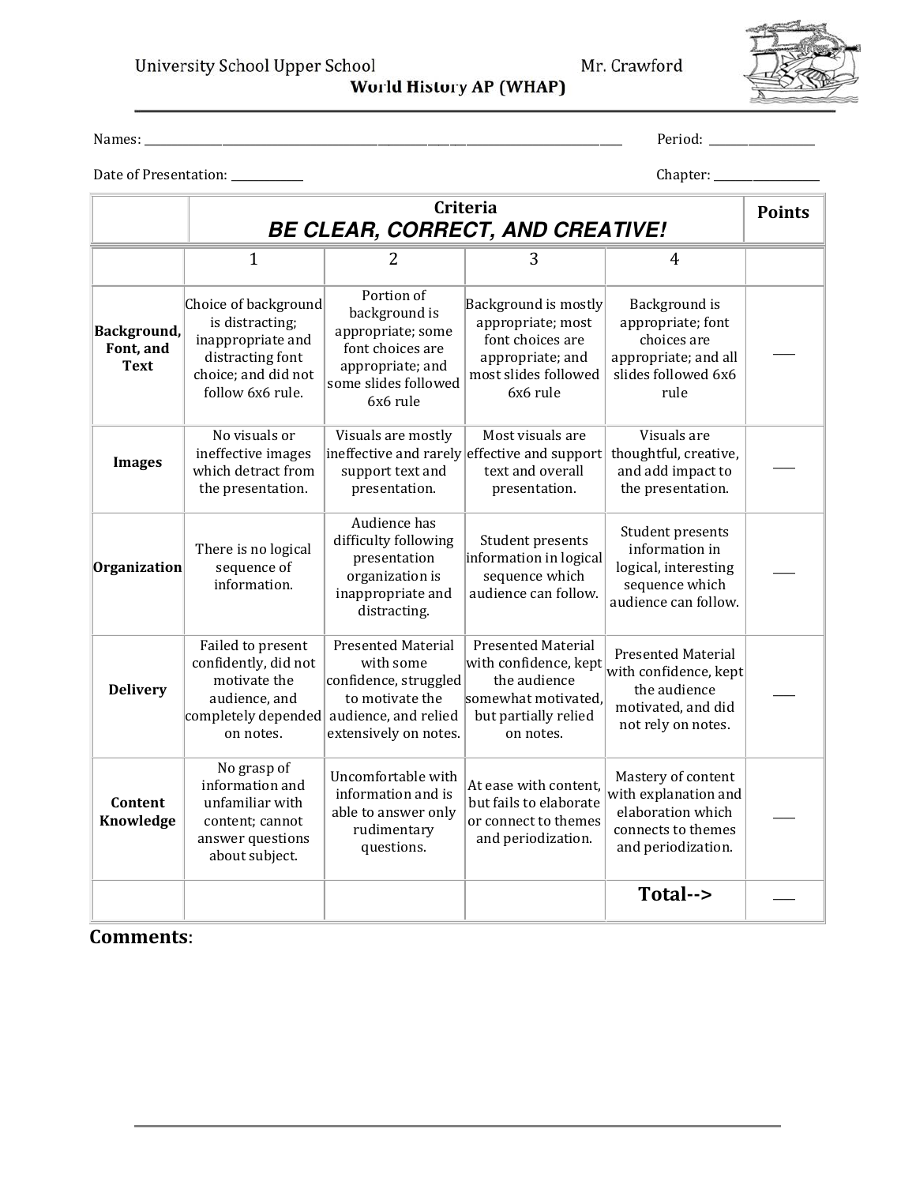University School Upper School — Mr. Crawford

**World History AP (WHAP)**

Names: ______________________________________________ Period: ____________

Date of Presentation: ________ Chapter: ____________

| | Criteria<br>***BE CLEAR, CORRECT, AND CREATIVE!*** | | | | Points |
|---|---|---|---|---|---|
| | 1 | 2 | 3 | 4 | |
| **Background, Font, and Text** | Choice of background is distracting; inappropriate and distracting font choice; and did not follow 6x6 rule. | Portion of background is appropriate; some font choices are appropriate; and some slides followed 6x6 rule | Background is mostly appropriate; most font choices are appropriate; and most slides followed 6x6 rule | Background is appropriate; font choices are appropriate; and all slides followed 6x6 rule | ___ |
| **Images** | No visuals or ineffective images which detract from the presentation. | Visuals are mostly ineffective and rarely support text and presentation. | Most visuals are effective and support text and overall presentation. | Visuals are thoughtful, creative, and add impact to the presentation. | ___ |
| **Organization** | There is no logical sequence of information. | Audience has difficulty following presentation organization is inappropriate and distracting. | Student presents information in logical sequence which audience can follow. | Student presents information in logical, interesting sequence which audience can follow. | ___ |
| **Delivery** | Failed to present confidently, did not motivate the audience, and completely depended on notes. | Presented Material with some confidence, struggled to motivate the audience, and relied extensively on notes. | Presented Material with confidence, kept the audience somewhat motivated, but partially relied on notes. | Presented Material with confidence, kept the audience motivated, and did not rely on notes. | ___ |
| **Content Knowledge** | No grasp of information and unfamiliar with content; cannot answer questions about subject. | Uncomfortable with information and is able to answer only rudimentary questions. | At ease with content, but fails to elaborate or connect to themes and periodization. | Mastery of content with explanation and elaboration which connects to themes and periodization. | ___ |
| | | | | **Total-->** | ___ |

**Comments**: